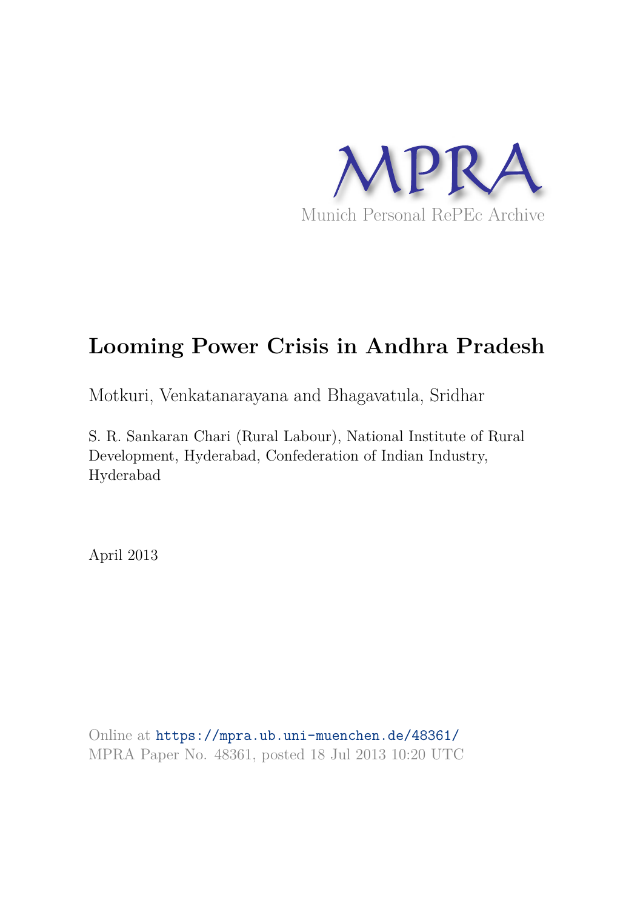MPRA

Munich Personal RePEc Archive

# Looming Power Crisis in Andhra Pradesh

Motkuri, Venkatanarayana and Bhagavatula, Sridhar

S. R. Sankaran Chari (Rural Labour), National Institute of Rural Development, Hyderabad, Confederation of Indian Industry, Hyderabad

April 2013

Online at https://mpra.ub.uni-muenchen.de/48361/
MPRA Paper No. 48361, posted 18 Jul 2013 10:20 UTC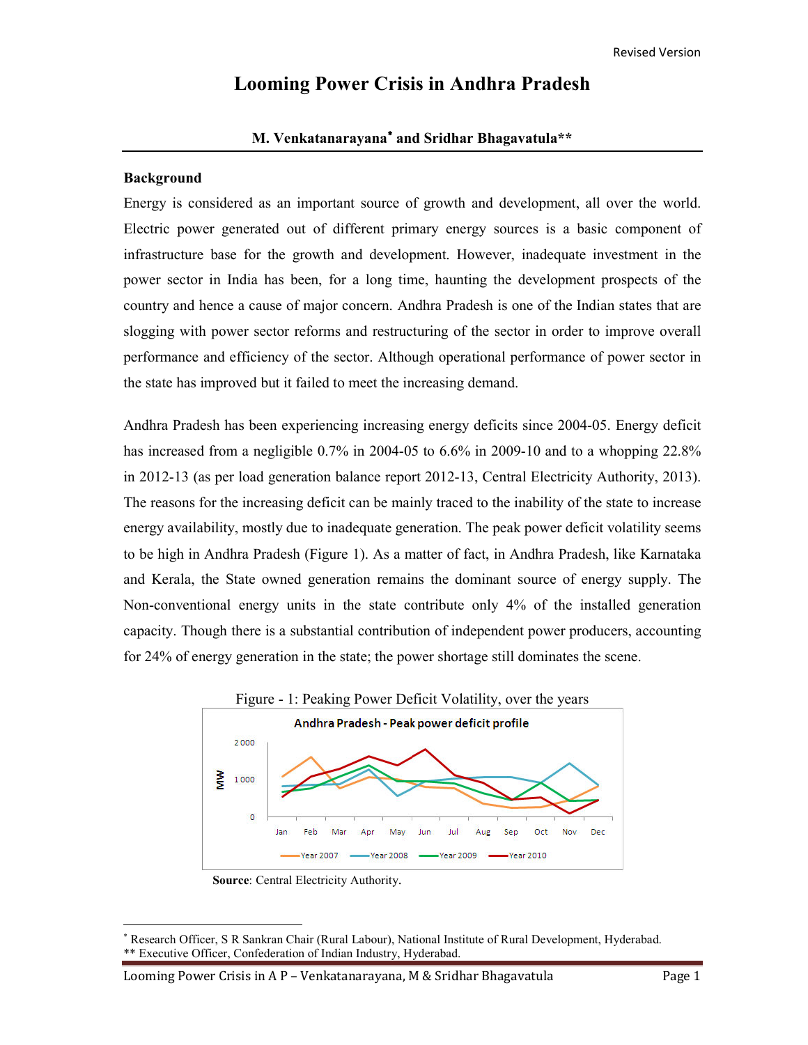Revised Version

# Looming Power Crisis in Andhra Pradesh

**M. Venkatanarayana[*] and Sridhar Bhagavatula[**]**

## Background

Energy is considered as an important source of growth and development, all over the world. Electric power generated out of different primary energy sources is a basic component of infrastructure base for the growth and development. However, inadequate investment in the power sector in India has been, for a long time, haunting the development prospects of the country and hence a cause of major concern. Andhra Pradesh is one of the Indian states that are slogging with power sector reforms and restructuring of the sector in order to improve overall performance and efficiency of the sector. Although operational performance of power sector in the state has improved but it failed to meet the increasing demand.

Andhra Pradesh has been experiencing increasing energy deficits since 2004-05. Energy deficit has increased from a negligible 0.7% in 2004-05 to 6.6% in 2009-10 and to a whopping 22.8% in 2012-13 (as per load generation balance report 2012-13, Central Electricity Authority, 2013). The reasons for the increasing deficit can be mainly traced to the inability of the state to increase energy availability, mostly due to inadequate generation. The peak power deficit volatility seems to be high in Andhra Pradesh (Figure 1). As a matter of fact, in Andhra Pradesh, like Karnataka and Kerala, the State owned generation remains the dominant source of energy supply. The Non-conventional energy units in the state contribute only 4% of the installed generation capacity. Though there is a substantial contribution of independent power producers, accounting for 24% of energy generation in the state; the power shortage still dominates the scene.

Figure - 1: Peaking Power Deficit Volatility, over the years

**Source**: Central Electricity Authority.

---

[*] Research Officer, S R Sankran Chair (Rural Labour), National Institute of Rural Development, Hyderabad.

[**] Executive Officer, Confederation of Indian Industry, Hyderabad.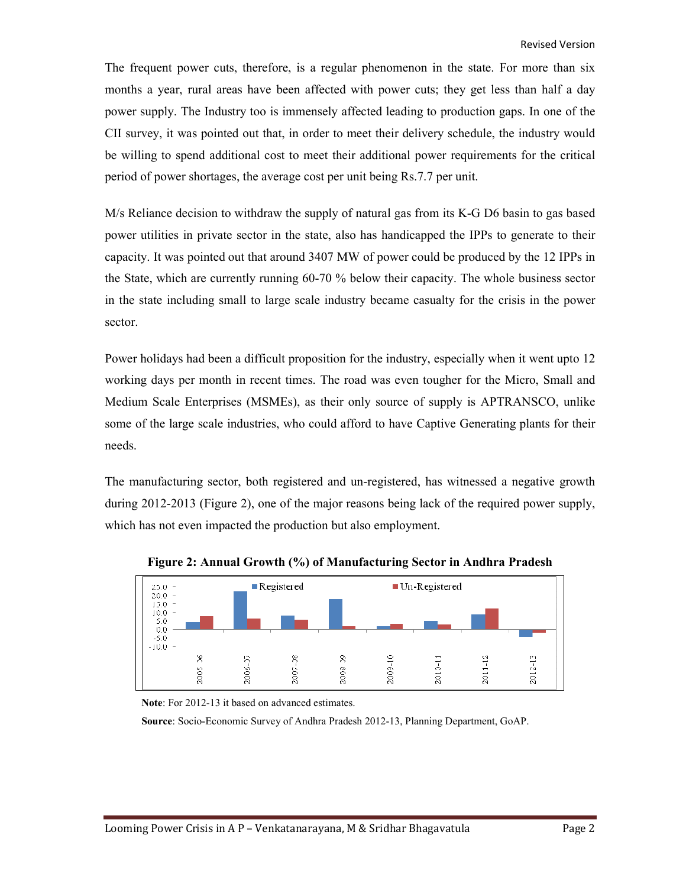The frequent power cuts, therefore, is a regular phenomenon in the state. For more than six months a year, rural areas have been affected with power cuts; they get less than half a day power supply. The Industry too is immensely affected leading to production gaps. In one of the CII survey, it was pointed out that, in order to meet their delivery schedule, the industry would be willing to spend additional cost to meet their additional power requirements for the critical period of power shortages, the average cost per unit being Rs.7.7 per unit.

M/s Reliance decision to withdraw the supply of natural gas from its K-G D6 basin to gas based power utilities in private sector in the state, also has handicapped the IPPs to generate to their capacity. It was pointed out that around 3407 MW of power could be produced by the 12 IPPs in the State, which are currently running 60-70 % below their capacity. The whole business sector in the state including small to large scale industry became casualty for the crisis in the power sector.

Power holidays had been a difficult proposition for the industry, especially when it went upto 12 working days per month in recent times. The road was even tougher for the Micro, Small and Medium Scale Enterprises (MSMEs), as their only source of supply is APTRANSCO, unlike some of the large scale industries, who could afford to have Captive Generating plants for their needs.

The manufacturing sector, both registered and un-registered, has witnessed a negative growth during 2012-2013 (Figure 2), one of the major reasons being lack of the required power supply, which has not even impacted the production but also employment.

**Figure 2: Annual Growth (%) of Manufacturing Sector in Andhra Pradesh**

**Note**: For 2012-13 it based on advanced estimates.

**Source**: Socio-Economic Survey of Andhra Pradesh 2012-13, Planning Department, GoAP.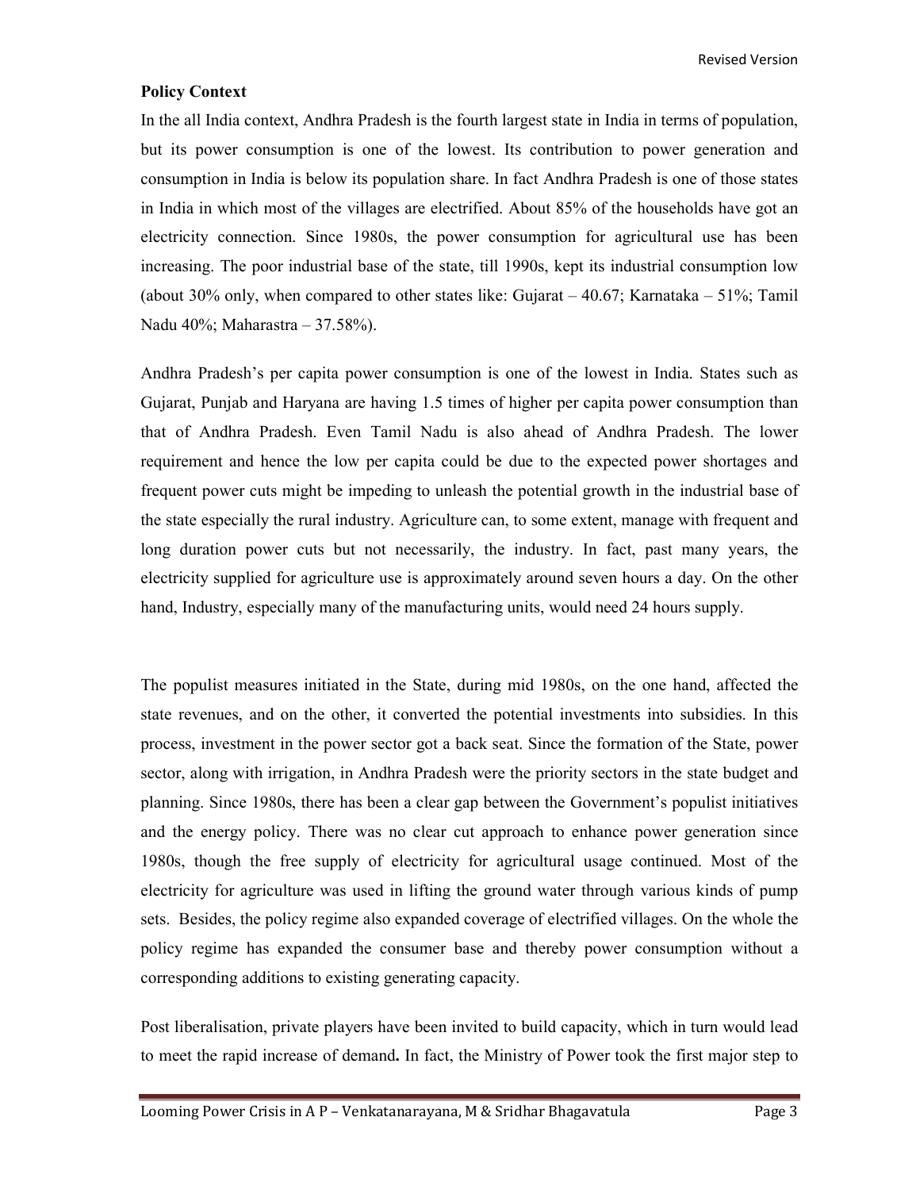**Policy Context**

In the all India context, Andhra Pradesh is the fourth largest state in India in terms of population, but its power consumption is one of the lowest. Its contribution to power generation and consumption in India is below its population share. In fact Andhra Pradesh is one of those states in India in which most of the villages are electrified. About 85% of the households have got an electricity connection. Since 1980s, the power consumption for agricultural use has been increasing. The poor industrial base of the state, till 1990s, kept its industrial consumption low (about 30% only, when compared to other states like: Gujarat – 40.67; Karnataka – 51%; Tamil Nadu 40%; Maharastra – 37.58%).

Andhra Pradesh's per capita power consumption is one of the lowest in India. States such as Gujarat, Punjab and Haryana are having 1.5 times of higher per capita power consumption than that of Andhra Pradesh. Even Tamil Nadu is also ahead of Andhra Pradesh. The lower requirement and hence the low per capita could be due to the expected power shortages and frequent power cuts might be impeding to unleash the potential growth in the industrial base of the state especially the rural industry. Agriculture can, to some extent, manage with frequent and long duration power cuts but not necessarily, the industry. In fact, past many years, the electricity supplied for agriculture use is approximately around seven hours a day. On the other hand, Industry, especially many of the manufacturing units, would need 24 hours supply.

The populist measures initiated in the State, during mid 1980s, on the one hand, affected the state revenues, and on the other, it converted the potential investments into subsidies. In this process, investment in the power sector got a back seat. Since the formation of the State, power sector, along with irrigation, in Andhra Pradesh were the priority sectors in the state budget and planning. Since 1980s, there has been a clear gap between the Government's populist initiatives and the energy policy. There was no clear cut approach to enhance power generation since 1980s, though the free supply of electricity for agricultural usage continued. Most of the electricity for agriculture was used in lifting the ground water through various kinds of pump sets. Besides, the policy regime also expanded coverage of electrified villages. On the whole the policy regime has expanded the consumer base and thereby power consumption without a corresponding additions to existing generating capacity.

Post liberalisation, private players have been invited to build capacity, which in turn would lead to meet the rapid increase of demand**.** In fact, the Ministry of Power took the first major step to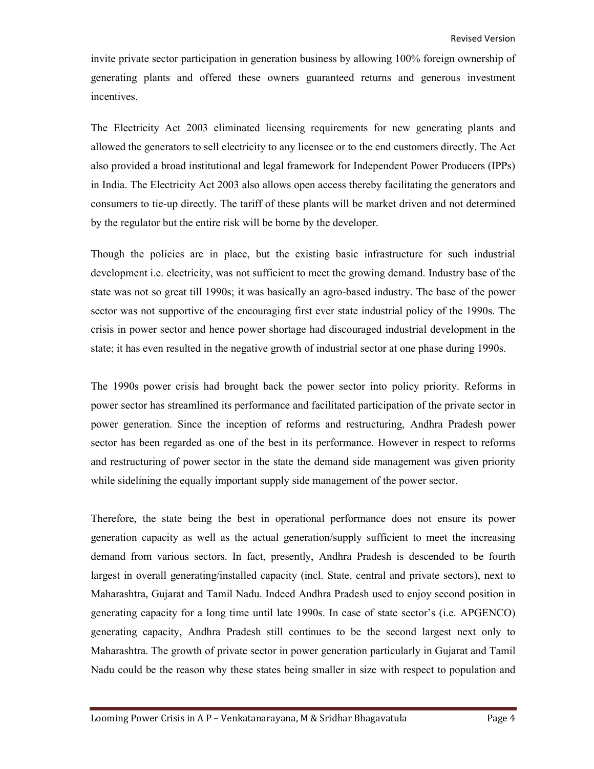invite private sector participation in generation business by allowing 100% foreign ownership of generating plants and offered these owners guaranteed returns and generous investment incentives.

The Electricity Act 2003 eliminated licensing requirements for new generating plants and allowed the generators to sell electricity to any licensee or to the end customers directly. The Act also provided a broad institutional and legal framework for Independent Power Producers (IPPs) in India. The Electricity Act 2003 also allows open access thereby facilitating the generators and consumers to tie-up directly. The tariff of these plants will be market driven and not determined by the regulator but the entire risk will be borne by the developer.

Though the policies are in place, but the existing basic infrastructure for such industrial development i.e. electricity, was not sufficient to meet the growing demand. Industry base of the state was not so great till 1990s; it was basically an agro-based industry. The base of the power sector was not supportive of the encouraging first ever state industrial policy of the 1990s. The crisis in power sector and hence power shortage had discouraged industrial development in the state; it has even resulted in the negative growth of industrial sector at one phase during 1990s.

The 1990s power crisis had brought back the power sector into policy priority. Reforms in power sector has streamlined its performance and facilitated participation of the private sector in power generation. Since the inception of reforms and restructuring, Andhra Pradesh power sector has been regarded as one of the best in its performance. However in respect to reforms and restructuring of power sector in the state the demand side management was given priority while sidelining the equally important supply side management of the power sector.

Therefore, the state being the best in operational performance does not ensure its power generation capacity as well as the actual generation/supply sufficient to meet the increasing demand from various sectors. In fact, presently, Andhra Pradesh is descended to be fourth largest in overall generating/installed capacity (incl. State, central and private sectors), next to Maharashtra, Gujarat and Tamil Nadu. Indeed Andhra Pradesh used to enjoy second position in generating capacity for a long time until late 1990s. In case of state sector's (i.e. APGENCO) generating capacity, Andhra Pradesh still continues to be the second largest next only to Maharashtra. The growth of private sector in power generation particularly in Gujarat and Tamil Nadu could be the reason why these states being smaller in size with respect to population and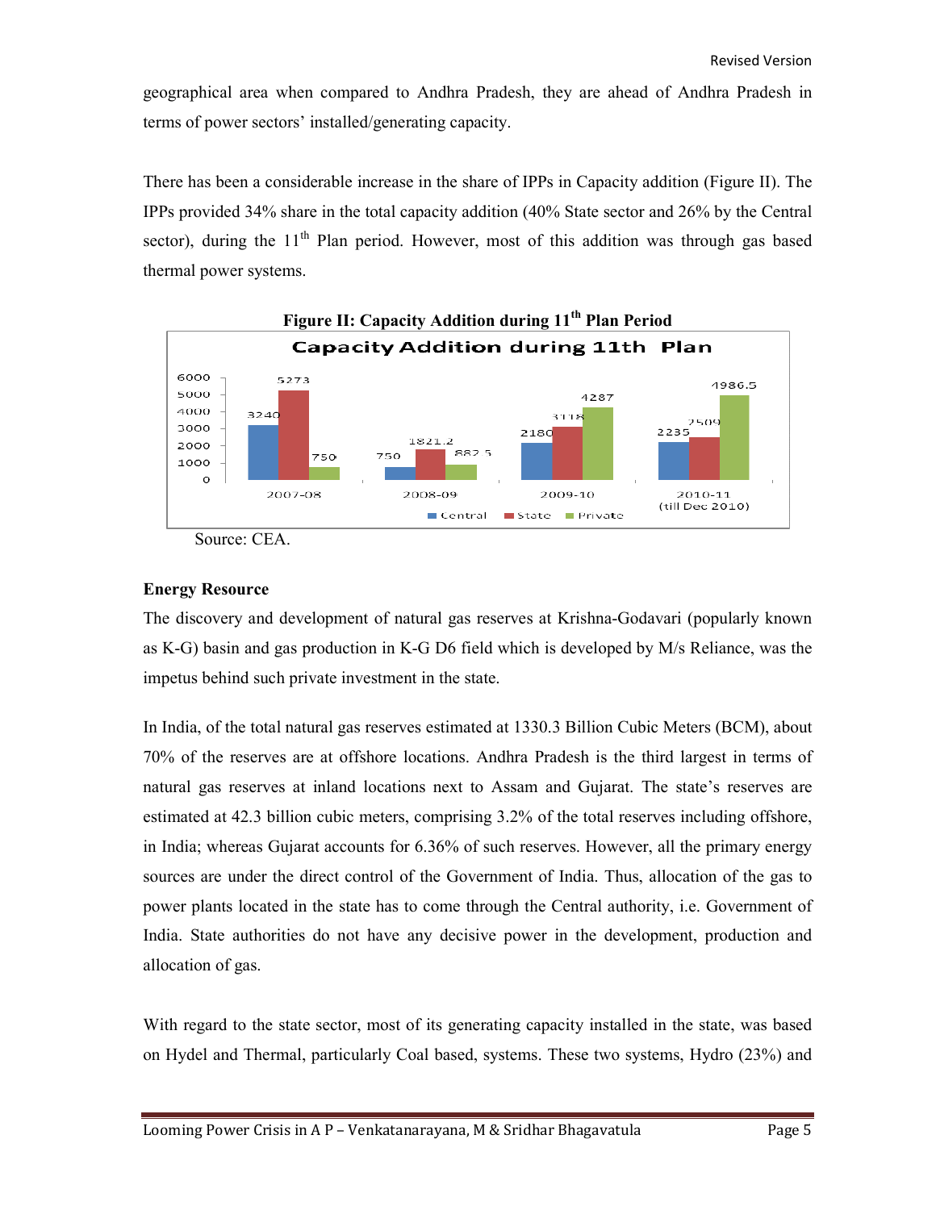geographical area when compared to Andhra Pradesh, they are ahead of Andhra Pradesh in terms of power sectors' installed/generating capacity.

There has been a considerable increase in the share of IPPs in Capacity addition (Figure II). The IPPs provided 34% share in the total capacity addition (40% State sector and 26% by the Central sector), during the 11th Plan period. However, most of this addition was through gas based thermal power systems.

**Figure II: Capacity Addition during 11th Plan Period**

Capacity Addition during 11th Plan

| | Central | State | Private |
|---|---|---|---|
| 2007-08 | 3240 | 5273 | 750 |
| 2008-09 | 750 | 1821.2 | 882.5 |
| 2009-10 | 2180 | 3118 | 4287 |
| 2010-11 (till Dec 2010) | 2235 | 2509 | 4986.5 |

Source: CEA.

**Energy Resource**

The discovery and development of natural gas reserves at Krishna-Godavari (popularly known as K-G) basin and gas production in K-G D6 field which is developed by M/s Reliance, was the impetus behind such private investment in the state.

In India, of the total natural gas reserves estimated at 1330.3 Billion Cubic Meters (BCM), about 70% of the reserves are at offshore locations. Andhra Pradesh is the third largest in terms of natural gas reserves at inland locations next to Assam and Gujarat. The state's reserves are estimated at 42.3 billion cubic meters, comprising 3.2% of the total reserves including offshore, in India; whereas Gujarat accounts for 6.36% of such reserves. However, all the primary energy sources are under the direct control of the Government of India. Thus, allocation of the gas to power plants located in the state has to come through the Central authority, i.e. Government of India. State authorities do not have any decisive power in the development, production and allocation of gas.

With regard to the state sector, most of its generating capacity installed in the state, was based on Hydel and Thermal, particularly Coal based, systems. These two systems, Hydro (23%) and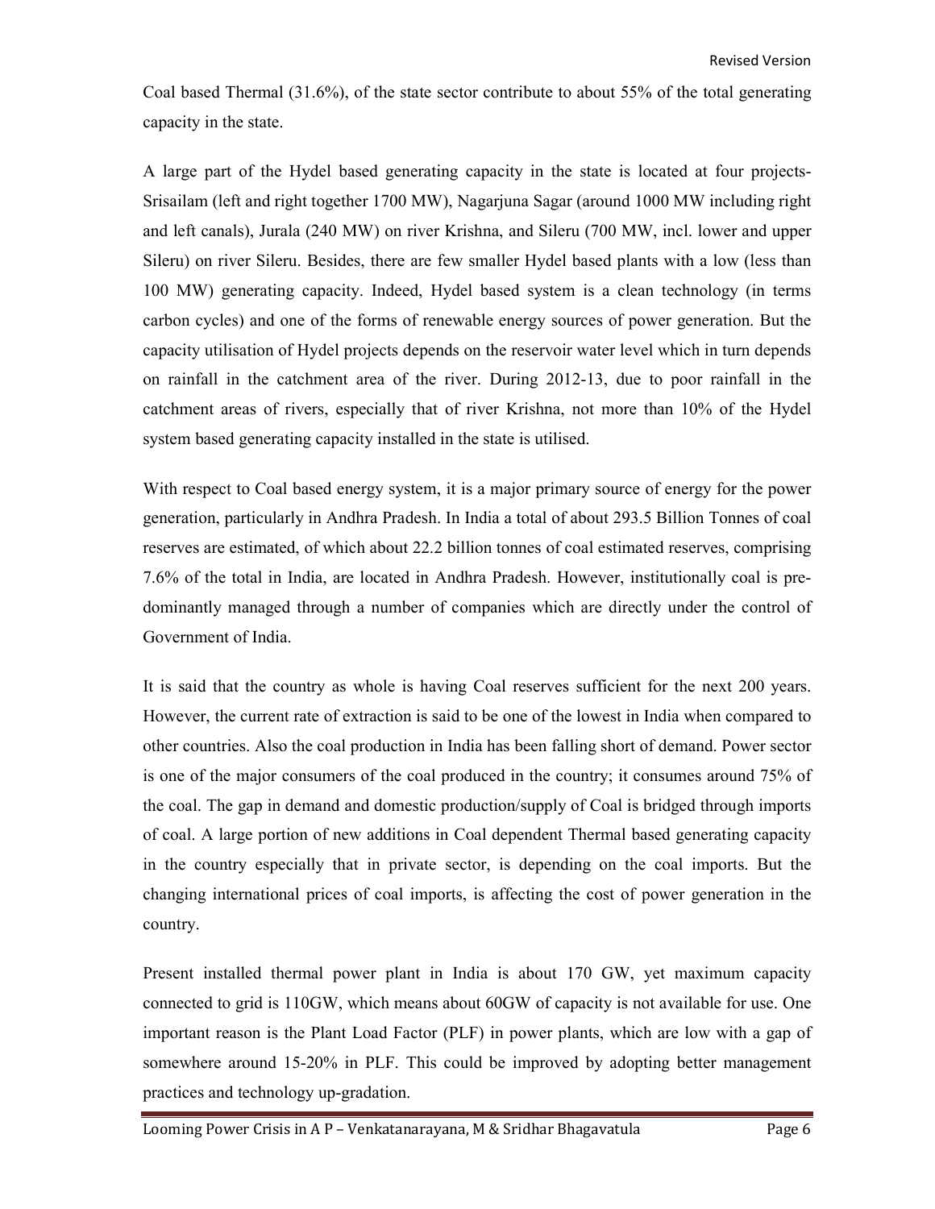Coal based Thermal (31.6%), of the state sector contribute to about 55% of the total generating capacity in the state.

A large part of the Hydel based generating capacity in the state is located at four projects- Srisailam (left and right together 1700 MW), Nagarjuna Sagar (around 1000 MW including right and left canals), Jurala (240 MW) on river Krishna, and Sileru (700 MW, incl. lower and upper Sileru) on river Sileru. Besides, there are few smaller Hydel based plants with a low (less than 100 MW) generating capacity. Indeed, Hydel based system is a clean technology (in terms carbon cycles) and one of the forms of renewable energy sources of power generation. But the capacity utilisation of Hydel projects depends on the reservoir water level which in turn depends on rainfall in the catchment area of the river. During 2012-13, due to poor rainfall in the catchment areas of rivers, especially that of river Krishna, not more than 10% of the Hydel system based generating capacity installed in the state is utilised.

With respect to Coal based energy system, it is a major primary source of energy for the power generation, particularly in Andhra Pradesh. In India a total of about 293.5 Billion Tonnes of coal reserves are estimated, of which about 22.2 billion tonnes of coal estimated reserves, comprising 7.6% of the total in India, are located in Andhra Pradesh. However, institutionally coal is pre-dominantly managed through a number of companies which are directly under the control of Government of India.

It is said that the country as whole is having Coal reserves sufficient for the next 200 years. However, the current rate of extraction is said to be one of the lowest in India when compared to other countries. Also the coal production in India has been falling short of demand. Power sector is one of the major consumers of the coal produced in the country; it consumes around 75% of the coal. The gap in demand and domestic production/supply of Coal is bridged through imports of coal. A large portion of new additions in Coal dependent Thermal based generating capacity in the country especially that in private sector, is depending on the coal imports. But the changing international prices of coal imports, is affecting the cost of power generation in the country.

Present installed thermal power plant in India is about 170 GW, yet maximum capacity connected to grid is 110GW, which means about 60GW of capacity is not available for use. One important reason is the Plant Load Factor (PLF) in power plants, which are low with a gap of somewhere around 15-20% in PLF. This could be improved by adopting better management practices and technology up-gradation.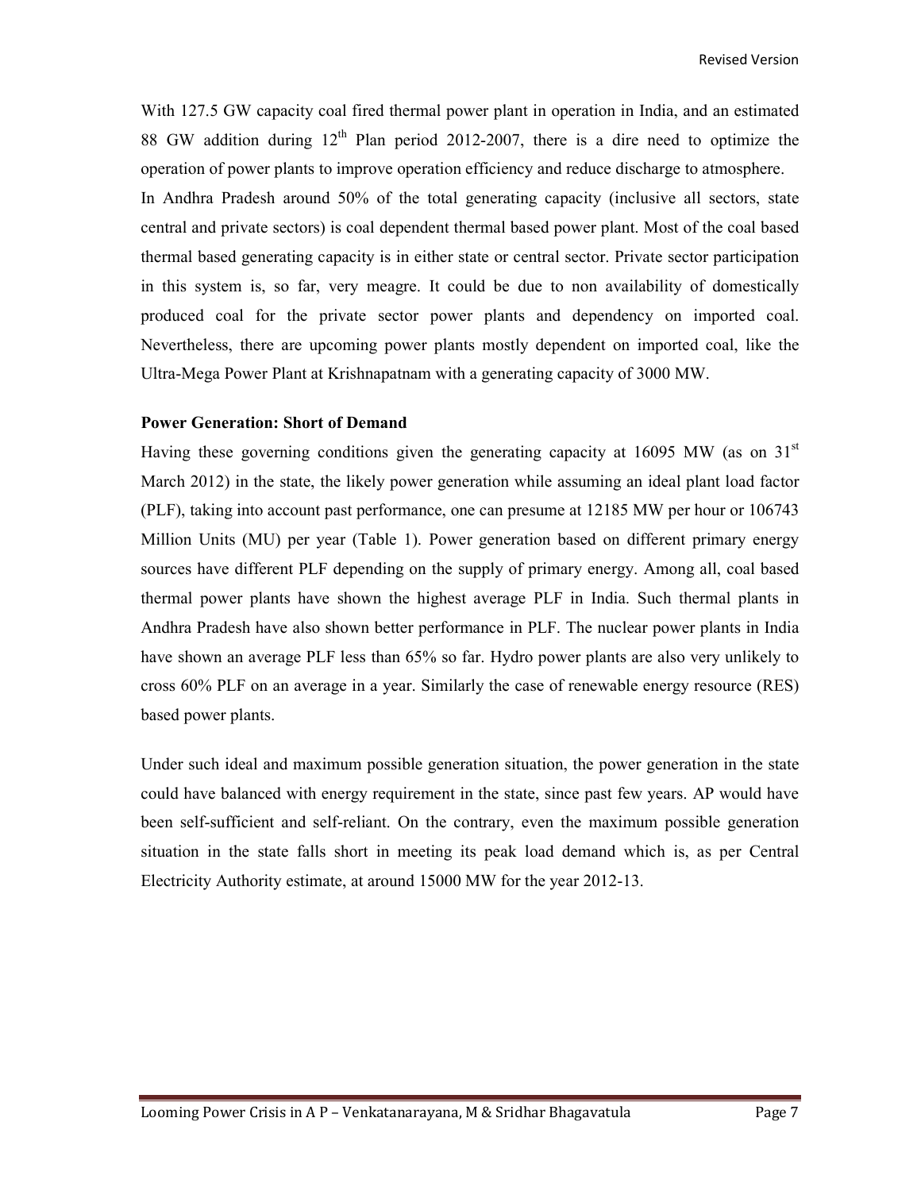With 127.5 GW capacity coal fired thermal power plant in operation in India, and an estimated 88 GW addition during 12th Plan period 2012-2007, there is a dire need to optimize the operation of power plants to improve operation efficiency and reduce discharge to atmosphere.

In Andhra Pradesh around 50% of the total generating capacity (inclusive all sectors, state central and private sectors) is coal dependent thermal based power plant. Most of the coal based thermal based generating capacity is in either state or central sector. Private sector participation in this system is, so far, very meagre. It could be due to non availability of domestically produced coal for the private sector power plants and dependency on imported coal. Nevertheless, there are upcoming power plants mostly dependent on imported coal, like the Ultra-Mega Power Plant at Krishnapatnam with a generating capacity of 3000 MW.

**Power Generation: Short of Demand**

Having these governing conditions given the generating capacity at 16095 MW (as on 31st March 2012) in the state, the likely power generation while assuming an ideal plant load factor (PLF), taking into account past performance, one can presume at 12185 MW per hour or 106743 Million Units (MU) per year (Table 1). Power generation based on different primary energy sources have different PLF depending on the supply of primary energy. Among all, coal based thermal power plants have shown the highest average PLF in India. Such thermal plants in Andhra Pradesh have also shown better performance in PLF. The nuclear power plants in India have shown an average PLF less than 65% so far. Hydro power plants are also very unlikely to cross 60% PLF on an average in a year. Similarly the case of renewable energy resource (RES) based power plants.

Under such ideal and maximum possible generation situation, the power generation in the state could have balanced with energy requirement in the state, since past few years. AP would have been self-sufficient and self-reliant. On the contrary, even the maximum possible generation situation in the state falls short in meeting its peak load demand which is, as per Central Electricity Authority estimate, at around 15000 MW for the year 2012-13.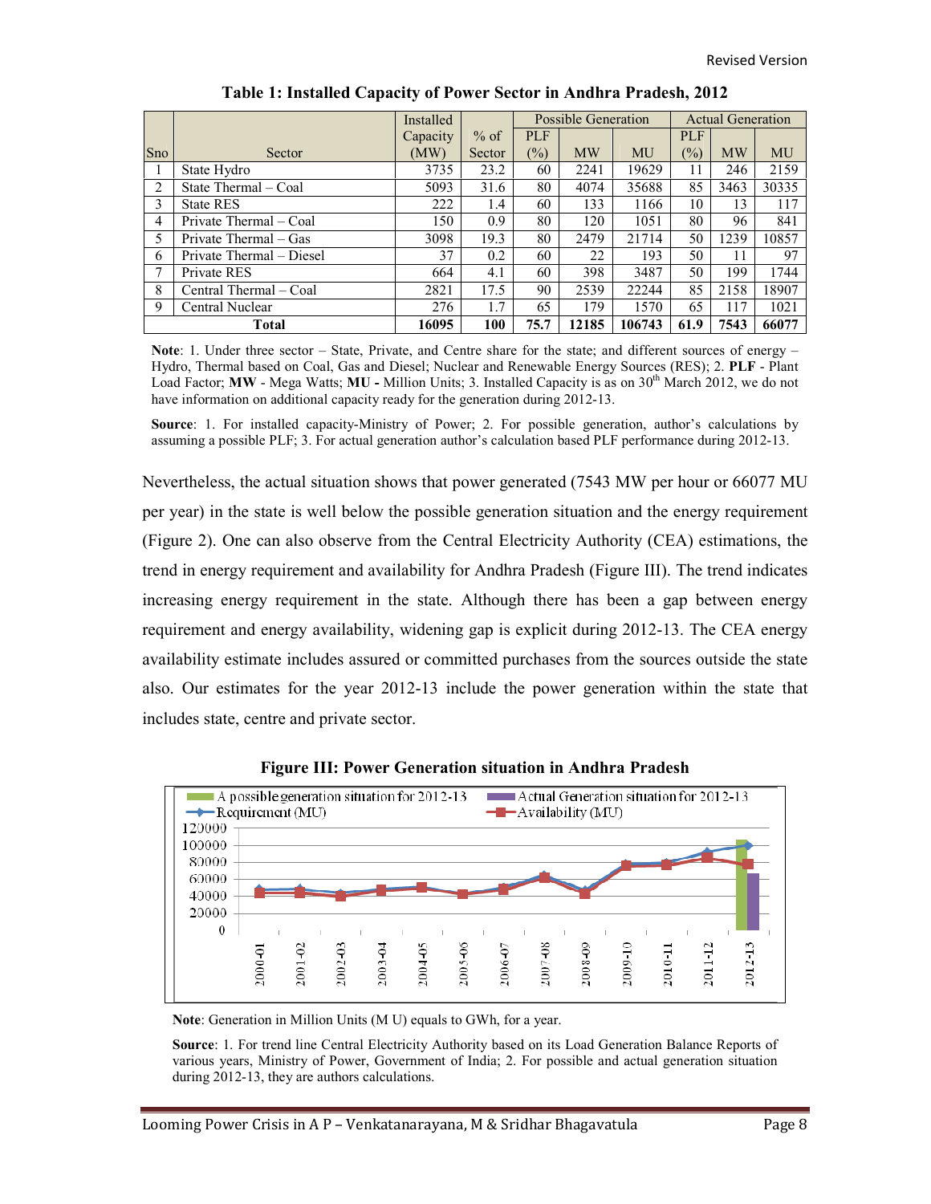**Table 1: Installed Capacity of Power Sector in Andhra Pradesh, 2012**

| Sno | Sector | Installed Capacity (MW) | % of Sector | Possible Generation | | | Actual Generation | | |
|---|---|---|---|---|---|---|---|---|---|
| | | | | PLF (%) | MW | MU | PLF (%) | MW | MU |
| 1 | State Hydro | 3735 | 23.2 | 60 | 2241 | 19629 | 11 | 246 | 2159 |
| 2 | State Thermal – Coal | 5093 | 31.6 | 80 | 4074 | 35688 | 85 | 3463 | 30335 |
| 3 | State RES | 222 | 1.4 | 60 | 133 | 1166 | 10 | 13 | 117 |
| 4 | Private Thermal – Coal | 150 | 0.9 | 80 | 120 | 1051 | 80 | 96 | 841 |
| 5 | Private Thermal – Gas | 3098 | 19.3 | 80 | 2479 | 21714 | 50 | 1239 | 10857 |
| 6 | Private Thermal – Diesel | 37 | 0.2 | 60 | 22 | 193 | 50 | 11 | 97 |
| 7 | Private RES | 664 | 4.1 | 60 | 398 | 3487 | 50 | 199 | 1744 |
| 8 | Central Thermal – Coal | 2821 | 17.5 | 90 | 2539 | 22244 | 85 | 2158 | 18907 |
| 9 | Central Nuclear | 276 | 1.7 | 65 | 179 | 1570 | 65 | 117 | 1021 |
| **Total** | | **16095** | **100** | **75.7** | **12185** | **106743** | **61.9** | **7543** | **66077** |

**Note**: 1. Under three sector – State, Private, and Centre share for the state; and different sources of energy – Hydro, Thermal based on Coal, Gas and Diesel; Nuclear and Renewable Energy Sources (RES); 2. **PLF** - Plant Load Factor; **MW** - Mega Watts; **MU -** Million Units; 3. Installed Capacity is as on 30th March 2012, we do not have information on additional capacity ready for the generation during 2012-13.

**Source**: 1. For installed capacity-Ministry of Power; 2. For possible generation, author's calculations by assuming a possible PLF; 3. For actual generation author's calculation based PLF performance during 2012-13.

Nevertheless, the actual situation shows that power generated (7543 MW per hour or 66077 MU per year) in the state is well below the possible generation situation and the energy requirement (Figure 2). One can also observe from the Central Electricity Authority (CEA) estimations, the trend in energy requirement and availability for Andhra Pradesh (Figure III). The trend indicates increasing energy requirement in the state. Although there has been a gap between energy requirement and energy availability, widening gap is explicit during 2012-13. The CEA energy availability estimate includes assured or committed purchases from the sources outside the state also. Our estimates for the year 2012-13 include the power generation within the state that includes state, centre and private sector.

**Figure III: Power Generation situation in Andhra Pradesh**

**Note**: Generation in Million Units (M U) equals to GWh, for a year.

**Source**: 1. For trend line Central Electricity Authority based on its Load Generation Balance Reports of various years, Ministry of Power, Government of India; 2. For possible and actual generation situation during 2012-13, they are authors calculations.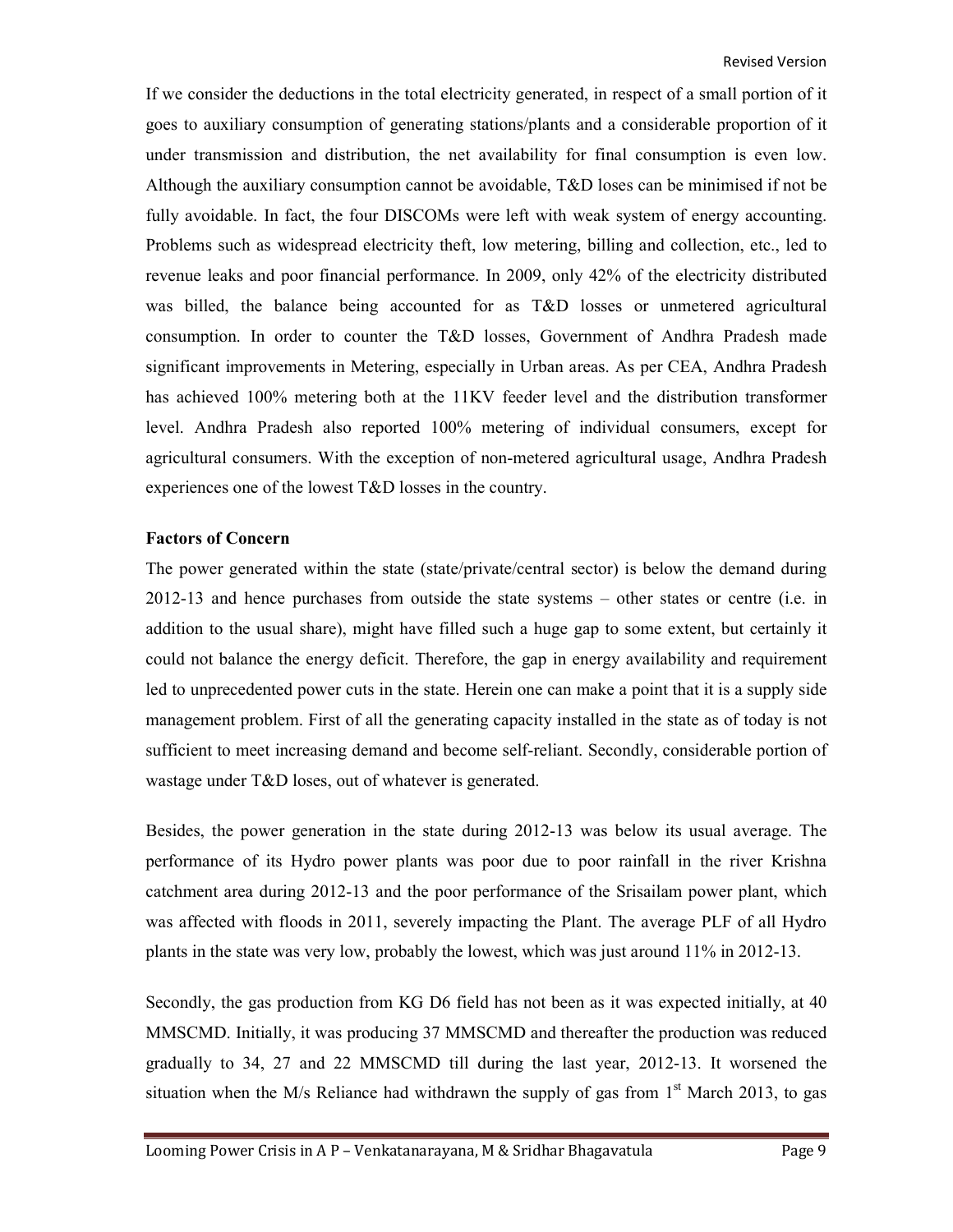If we consider the deductions in the total electricity generated, in respect of a small portion of it goes to auxiliary consumption of generating stations/plants and a considerable proportion of it under transmission and distribution, the net availability for final consumption is even low. Although the auxiliary consumption cannot be avoidable, T&D loses can be minimised if not be fully avoidable. In fact, the four DISCOMs were left with weak system of energy accounting. Problems such as widespread electricity theft, low metering, billing and collection, etc., led to revenue leaks and poor financial performance. In 2009, only 42% of the electricity distributed was billed, the balance being accounted for as T&D losses or unmetered agricultural consumption. In order to counter the T&D losses, Government of Andhra Pradesh made significant improvements in Metering, especially in Urban areas. As per CEA, Andhra Pradesh has achieved 100% metering both at the 11KV feeder level and the distribution transformer level. Andhra Pradesh also reported 100% metering of individual consumers, except for agricultural consumers. With the exception of non-metered agricultural usage, Andhra Pradesh experiences one of the lowest T&D losses in the country.

**Factors of Concern**

The power generated within the state (state/private/central sector) is below the demand during 2012-13 and hence purchases from outside the state systems – other states or centre (i.e. in addition to the usual share), might have filled such a huge gap to some extent, but certainly it could not balance the energy deficit. Therefore, the gap in energy availability and requirement led to unprecedented power cuts in the state. Herein one can make a point that it is a supply side management problem. First of all the generating capacity installed in the state as of today is not sufficient to meet increasing demand and become self-reliant. Secondly, considerable portion of wastage under T&D loses, out of whatever is generated.

Besides, the power generation in the state during 2012-13 was below its usual average. The performance of its Hydro power plants was poor due to poor rainfall in the river Krishna catchment area during 2012-13 and the poor performance of the Srisailam power plant, which was affected with floods in 2011, severely impacting the Plant. The average PLF of all Hydro plants in the state was very low, probably the lowest, which was just around 11% in 2012-13.

Secondly, the gas production from KG D6 field has not been as it was expected initially, at 40 MMSCMD. Initially, it was producing 37 MMSCMD and thereafter the production was reduced gradually to 34, 27 and 22 MMSCMD till during the last year, 2012-13. It worsened the situation when the M/s Reliance had withdrawn the supply of gas from 1st March 2013, to gas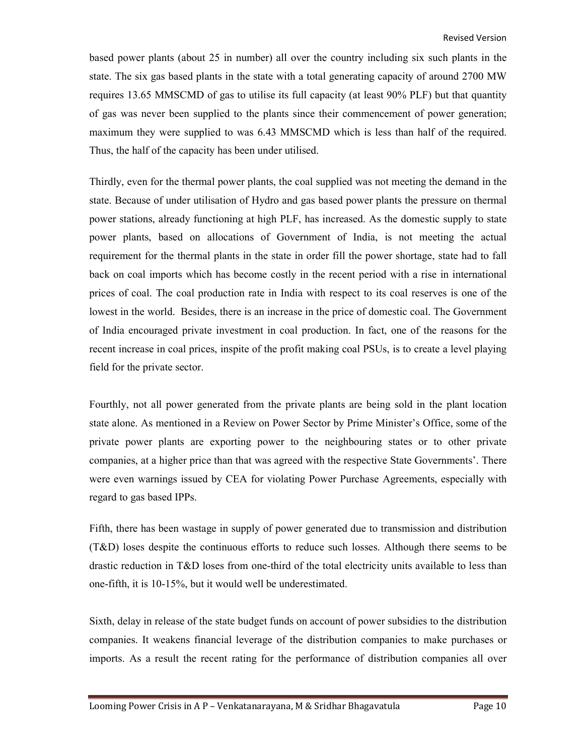based power plants (about 25 in number) all over the country including six such plants in the state. The six gas based plants in the state with a total generating capacity of around 2700 MW requires 13.65 MMSCMD of gas to utilise its full capacity (at least 90% PLF) but that quantity of gas was never been supplied to the plants since their commencement of power generation; maximum they were supplied to was 6.43 MMSCMD which is less than half of the required. Thus, the half of the capacity has been under utilised.

Thirdly, even for the thermal power plants, the coal supplied was not meeting the demand in the state. Because of under utilisation of Hydro and gas based power plants the pressure on thermal power stations, already functioning at high PLF, has increased. As the domestic supply to state power plants, based on allocations of Government of India, is not meeting the actual requirement for the thermal plants in the state in order fill the power shortage, state had to fall back on coal imports which has become costly in the recent period with a rise in international prices of coal. The coal production rate in India with respect to its coal reserves is one of the lowest in the world. Besides, there is an increase in the price of domestic coal. The Government of India encouraged private investment in coal production. In fact, one of the reasons for the recent increase in coal prices, inspite of the profit making coal PSUs, is to create a level playing field for the private sector.

Fourthly, not all power generated from the private plants are being sold in the plant location state alone. As mentioned in a Review on Power Sector by Prime Minister's Office, some of the private power plants are exporting power to the neighbouring states or to other private companies, at a higher price than that was agreed with the respective State Governments'. There were even warnings issued by CEA for violating Power Purchase Agreements, especially with regard to gas based IPPs.

Fifth, there has been wastage in supply of power generated due to transmission and distribution (T&D) loses despite the continuous efforts to reduce such losses. Although there seems to be drastic reduction in T&D loses from one-third of the total electricity units available to less than one-fifth, it is 10-15%, but it would well be underestimated.

Sixth, delay in release of the state budget funds on account of power subsidies to the distribution companies. It weakens financial leverage of the distribution companies to make purchases or imports. As a result the recent rating for the performance of distribution companies all over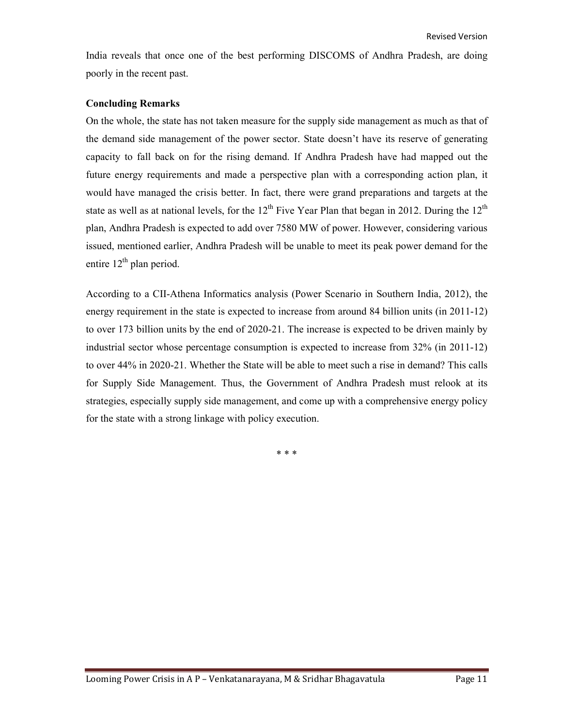India reveals that once one of the best performing DISCOMS of Andhra Pradesh, are doing poorly in the recent past.

**Concluding Remarks**

On the whole, the state has not taken measure for the supply side management as much as that of the demand side management of the power sector. State doesn't have its reserve of generating capacity to fall back on for the rising demand. If Andhra Pradesh have had mapped out the future energy requirements and made a perspective plan with a corresponding action plan, it would have managed the crisis better. In fact, there were grand preparations and targets at the state as well as at national levels, for the 12th Five Year Plan that began in 2012. During the 12th plan, Andhra Pradesh is expected to add over 7580 MW of power. However, considering various issued, mentioned earlier, Andhra Pradesh will be unable to meet its peak power demand for the entire 12th plan period.

According to a CII-Athena Informatics analysis (Power Scenario in Southern India, 2012), the energy requirement in the state is expected to increase from around 84 billion units (in 2011-12) to over 173 billion units by the end of 2020-21. The increase is expected to be driven mainly by industrial sector whose percentage consumption is expected to increase from 32% (in 2011-12) to over 44% in 2020-21. Whether the State will be able to meet such a rise in demand? This calls for Supply Side Management. Thus, the Government of Andhra Pradesh must relook at its strategies, especially supply side management, and come up with a comprehensive energy policy for the state with a strong linkage with policy execution.

\* \* \*